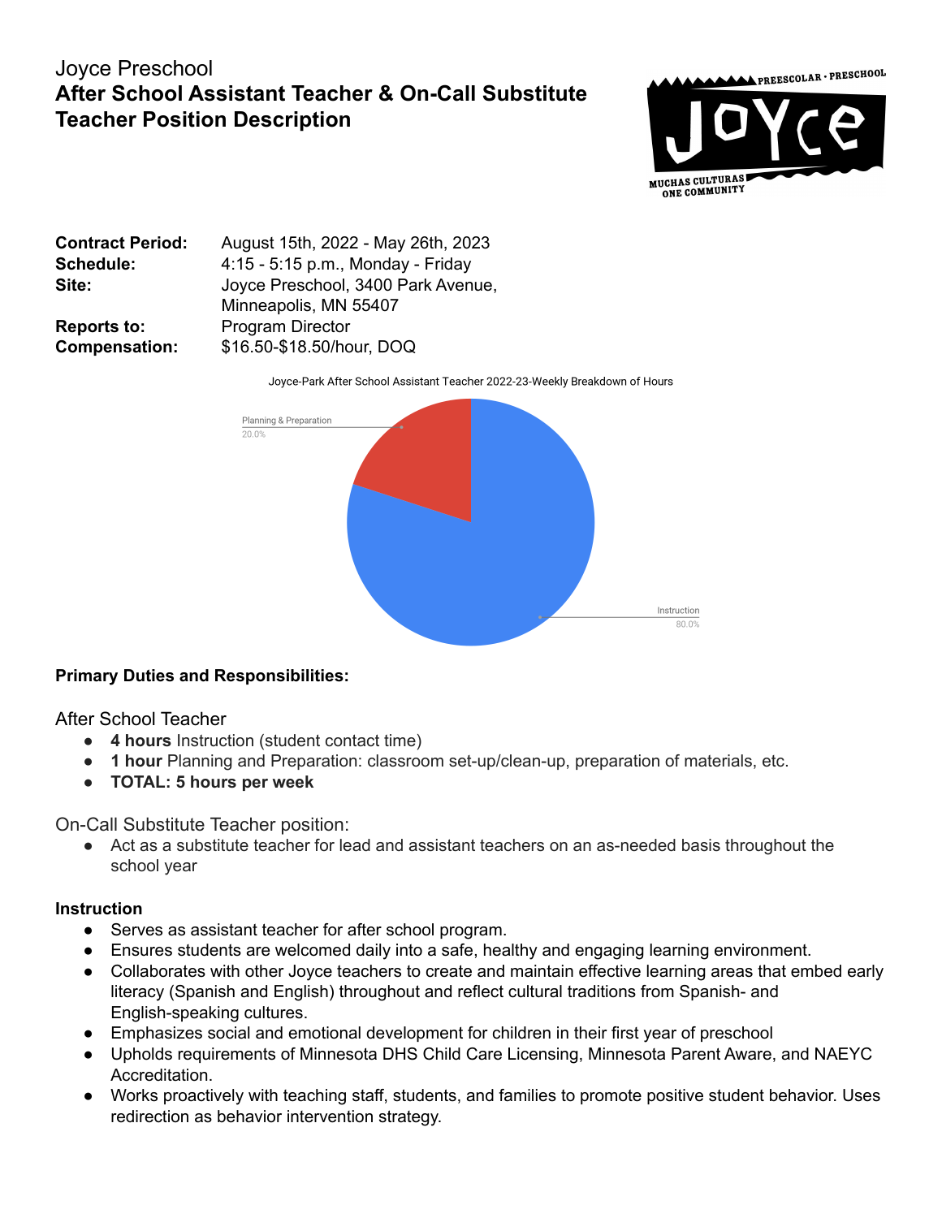Joyce Preschool

# After School Assistant Teacher & On-Call Substitute Teacher Position Description

PREESCOLAR · PRESCHOOL
Joyce
MUCHAS CULTURAS ONE COMMUNITY

| | |
|---|---|
| **Contract Period:** | August 15th, 2022 - May 26th, 2023 |
| **Schedule:** | 4:15 - 5:15 p.m., Monday - Friday |
| **Site:** | Joyce Preschool, 3400 Park Avenue, Minneapolis, MN 55407 |
| **Reports to:** | Program Director |
| **Compensation:** | $16.50-$18.50/hour, DOQ |

Joyce-Park After School Assistant Teacher 2022-23-Weekly Breakdown of Hours

| Category | Percentage |
|---|---|
| Planning & Preparation | 20.0% |
| Instruction | 80.0% |

**Primary Duties and Responsibilities:**

After School Teacher

- **4 hours** Instruction (student contact time)
- **1 hour** Planning and Preparation: classroom set-up/clean-up, preparation of materials, etc.
- **TOTAL: 5 hours per week**

On-Call Substitute Teacher position:

- Act as a substitute teacher for lead and assistant teachers on an as-needed basis throughout the school year

**Instruction**

- Serves as assistant teacher for after school program.
- Ensures students are welcomed daily into a safe, healthy and engaging learning environment.
- Collaborates with other Joyce teachers to create and maintain effective learning areas that embed early literacy (Spanish and English) throughout and reflect cultural traditions from Spanish- and English-speaking cultures.
- Emphasizes social and emotional development for children in their first year of preschool
- Upholds requirements of Minnesota DHS Child Care Licensing, Minnesota Parent Aware, and NAEYC Accreditation.
- Works proactively with teaching staff, students, and families to promote positive student behavior. Uses redirection as behavior intervention strategy.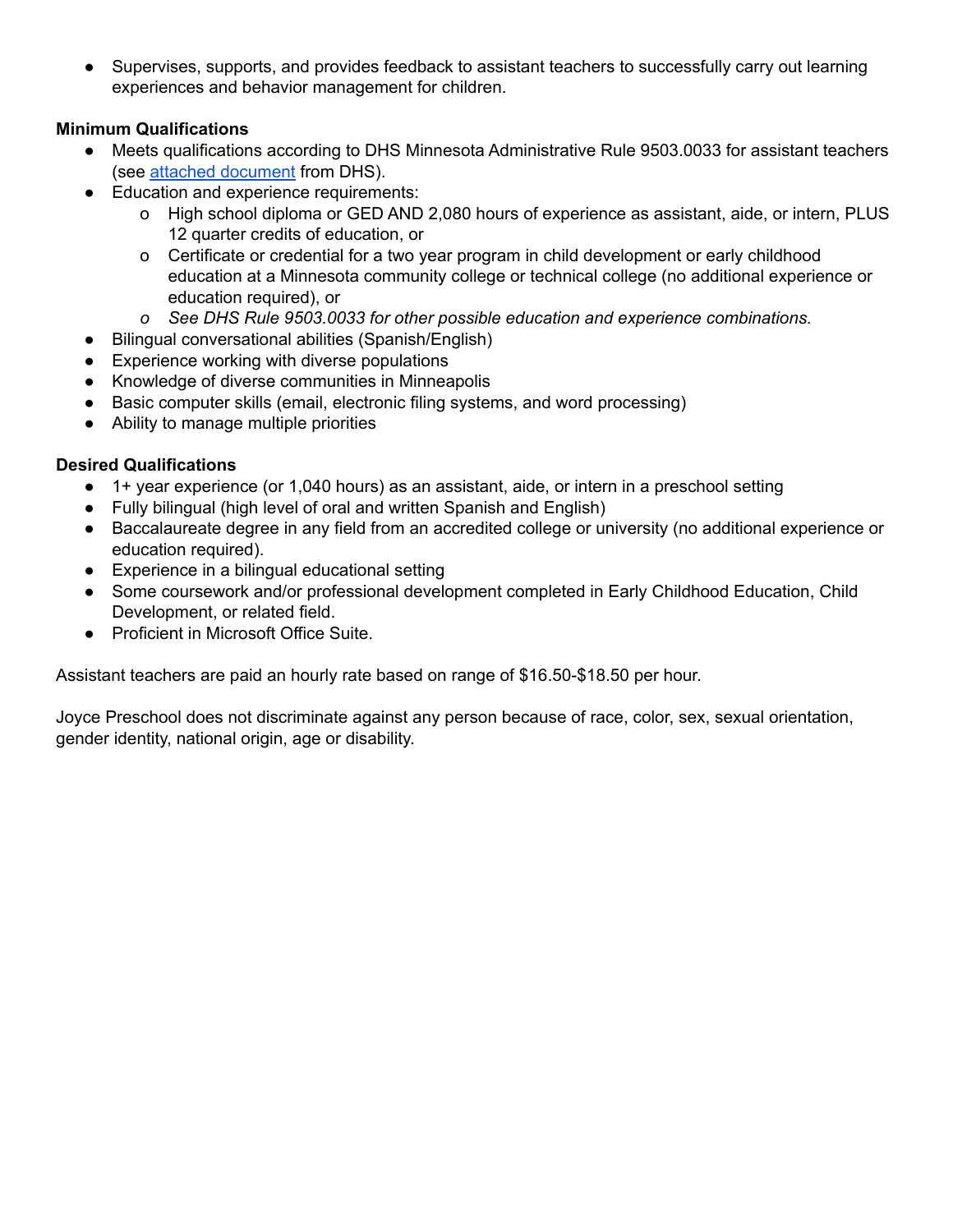- Supervises, supports, and provides feedback to assistant teachers to successfully carry out learning experiences and behavior management for children.

**Minimum Qualifications**

- Meets qualifications according to DHS Minnesota Administrative Rule 9503.0033 for assistant teachers (see [attached document]() from DHS).
- Education and experience requirements:
    - o High school diploma or GED AND 2,080 hours of experience as assistant, aide, or intern, PLUS 12 quarter credits of education, or
    - o Certificate or credential for a two year program in child development or early childhood education at a Minnesota community college or technical college (no additional experience or education required), or
    - *o See DHS Rule 9503.0033 for other possible education and experience combinations.*
- Bilingual conversational abilities (Spanish/English)
- Experience working with diverse populations
- Knowledge of diverse communities in Minneapolis
- Basic computer skills (email, electronic filing systems, and word processing)
- Ability to manage multiple priorities

**Desired Qualifications**

- 1+ year experience (or 1,040 hours) as an assistant, aide, or intern in a preschool setting
- Fully bilingual (high level of oral and written Spanish and English)
- Baccalaureate degree in any field from an accredited college or university (no additional experience or education required).
- Experience in a bilingual educational setting
- Some coursework and/or professional development completed in Early Childhood Education, Child Development, or related field.
- Proficient in Microsoft Office Suite.

Assistant teachers are paid an hourly rate based on range of $16.50-$18.50 per hour.

Joyce Preschool does not discriminate against any person because of race, color, sex, sexual orientation, gender identity, national origin, age or disability.